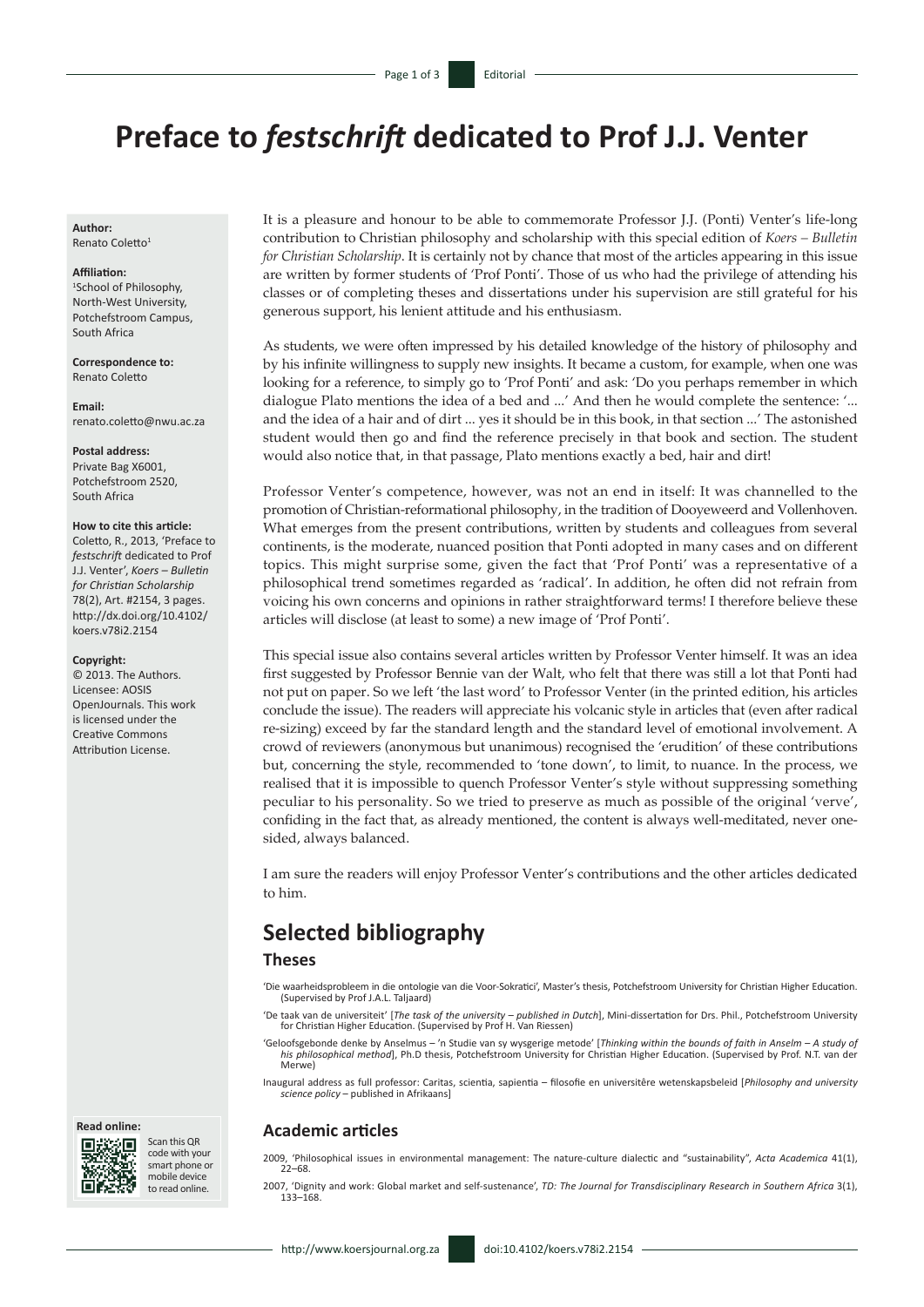# Preface to *festschrift* dedicated to Prof J.J. Venter

**Author:**
Renato Coletto[1]

**Affiliation:**
[1]School of Philosophy, North-West University, Potchefstroom Campus, South Africa

**Correspondence to:**
Renato Coletto

**Email:**
renato.coletto@nwu.ac.za

**Postal address:**
Private Bag X6001, Potchefstroom 2520, South Africa

**How to cite this article:**
Coletto, R., 2013, 'Preface to *festschrift* dedicated to Prof J.J. Venter', *Koers – Bulletin for Christian Scholarship* 78(2), Art. #2154, 3 pages. http://dx.doi.org/10.4102/koers.v78i2.2154

**Copyright:**
© 2013. The Authors. Licensee: AOSIS OpenJournals. This work is licensed under the Creative Commons Attribution License.

**Read online:**
Scan this QR code with your smart phone or mobile device to read online.

It is a pleasure and honour to be able to commemorate Professor J.J. (Ponti) Venter's life-long contribution to Christian philosophy and scholarship with this special edition of *Koers – Bulletin for Christian Scholarship*. It is certainly not by chance that most of the articles appearing in this issue are written by former students of 'Prof Ponti'. Those of us who had the privilege of attending his classes or of completing theses and dissertations under his supervision are still grateful for his generous support, his lenient attitude and his enthusiasm.

As students, we were often impressed by his detailed knowledge of the history of philosophy and by his infinite willingness to supply new insights. It became a custom, for example, when one was looking for a reference, to simply go to 'Prof Ponti' and ask: 'Do you perhaps remember in which dialogue Plato mentions the idea of a bed and ...' And then he would complete the sentence: '... and the idea of a hair and of dirt ... yes it should be in this book, in that section ...' The astonished student would then go and find the reference precisely in that book and section. The student would also notice that, in that passage, Plato mentions exactly a bed, hair and dirt!

Professor Venter's competence, however, was not an end in itself: It was channelled to the promotion of Christian-reformational philosophy, in the tradition of Dooyeweerd and Vollenhoven. What emerges from the present contributions, written by students and colleagues from several continents, is the moderate, nuanced position that Ponti adopted in many cases and on different topics. This might surprise some, given the fact that 'Prof Ponti' was a representative of a philosophical trend sometimes regarded as 'radical'. In addition, he often did not refrain from voicing his own concerns and opinions in rather straightforward terms! I therefore believe these articles will disclose (at least to some) a new image of 'Prof Ponti'.

This special issue also contains several articles written by Professor Venter himself. It was an idea first suggested by Professor Bennie van der Walt, who felt that there was still a lot that Ponti had not put on paper. So we left 'the last word' to Professor Venter (in the printed edition, his articles conclude the issue). The readers will appreciate his volcanic style in articles that (even after radical re-sizing) exceed by far the standard length and the standard level of emotional involvement. A crowd of reviewers (anonymous but unanimous) recognised the 'erudition' of these contributions but, concerning the style, recommended to 'tone down', to limit, to nuance. In the process, we realised that it is impossible to quench Professor Venter's style without suppressing something peculiar to his personality. So we tried to preserve as much as possible of the original 'verve', confiding in the fact that, as already mentioned, the content is always well-meditated, never one-sided, always balanced.

I am sure the readers will enjoy Professor Venter's contributions and the other articles dedicated to him.

## Selected bibliography

### Theses

'Die waarheidsprobleem in die ontologie van die Voor-Sokratici', Master's thesis, Potchefstroom University for Christian Higher Education. (Supervised by Prof J.A.L. Taljaard)

'De taak van de universiteit' [*The task of the university – published in Dutch*], Mini-dissertation for Drs. Phil., Potchefstroom University for Christian Higher Education. (Supervised by Prof H. Van Riessen)

'Geloofsgebonde denke by Anselmus – 'n Studie van sy wysgerige metode' [*Thinking within the bounds of faith in Anselm – A study of his philosophical method*], Ph.D thesis, Potchefstroom University for Christian Higher Education. (Supervised by Prof. N.T. van der Merwe)

Inaugural address as full professor: Caritas, scientia, sapientia – filosofie en universitêre wetenskapsbeleid [*Philosophy and university science policy* – published in Afrikaans]

### Academic articles

2009, 'Philosophical issues in environmental management: The nature-culture dialectic and "sustainability", *Acta Academica* 41(1), 22–68.

2007, 'Dignity and work: Global market and self-sustenance', *TD: The Journal for Transdisciplinary Research in Southern Africa* 3(1), 133–168.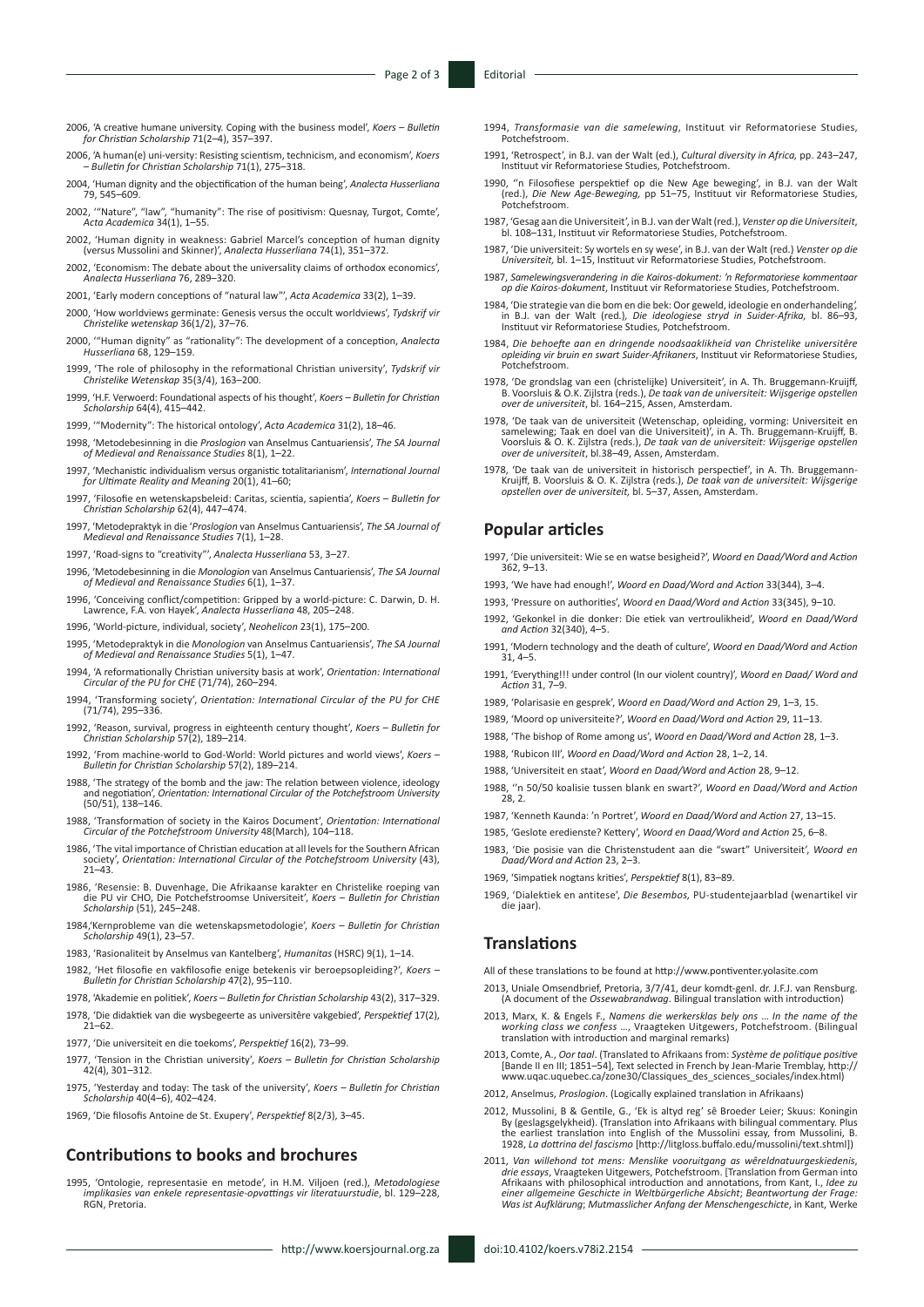2006, 'A creative humane university. Coping with the business model', *Koers – Bulletin for Christian Scholarship* 71(2–4), 357–397.

2006, 'A human(e) uni-versity: Resisting scientism, technicism, and economism', *Koers – Bulletin for Christian Scholarship* 71(1), 275–318.

2004, 'Human dignity and the objectification of the human being', *Analecta Husserliana* 79, 545–609.

2002, '"Nature", "law", "humanity": The rise of positivism: Quesnay, Turgot, Comte', *Acta Academica* 34(1), 1–55.

2002, 'Human dignity in weakness: Gabriel Marcel's conception of human dignity (versus Mussolini and Skinner)', *Analecta Husserliana* 74(1), 351–372.

2002, 'Economism: The debate about the universality claims of orthodox economics', *Analecta Husserliana* 76, 289–320.

2001, 'Early modern conceptions of "natural law"', *Acta Academica* 33(2), 1–39.

2000, 'How worldviews germinate: Genesis versus the occult worldviews', *Tydskrif vir Christelike wetenskap* 36(1/2), 37–76.

2000, '"Human dignity" as "rationality": The development of a conception, *Analecta Husserliana* 68, 129–159.

1999, 'The role of philosophy in the reformational Christian university', *Tydskrif vir Christelike Wetenskap* 35(3/4), 163–200.

1999, 'H.F. Verwoerd: Foundational aspects of his thought', *Koers – Bulletin for Christian Scholarship* 64(4), 415–442.

1999, '"Modernity": The historical ontology', *Acta Academica* 31(2), 18–46.

1998, 'Metodebesinning in die *Proslogion* van Anselmus Cantuariensis', *The SA Journal of Medieval and Renaissance Studies* 8(1), 1–22.

1997, 'Mechanistic individualism versus organistic totalitarianism', *International Journal for Ultimate Reality and Meaning* 20(1), 41–60;

1997, 'Filosofie en wetenskapsbeleid: Caritas, scientia, sapientia', *Koers – Bulletin for Christian Scholarship* 62(4), 447–474.

1997, 'Metodepraktyk in die '*Proslogion* van Anselmus Cantuariensis', *The SA Journal of Medieval and Renaissance Studies* 7(1), 1–28.

1997, 'Road-signs to "creativity"', *Analecta Husserliana* 53, 3–27.

1996, 'Metodebesinning in die *Monologion* van Anselmus Cantuariensis', *The SA Journal of Medieval and Renaissance Studies* 6(1), 1–37.

1996, 'Conceiving conflict/competition: Gripped by a world-picture: C. Darwin, D. H. Lawrence, F.A. von Hayek', *Analecta Husserliana* 48, 205–248.

1996, 'World-picture, individual, society', *Neohelicon* 23(1), 175–200.

1995, 'Metodepraktyk in die *Monologion* van Anselmus Cantuariensis', *The SA Journal of Medieval and Renaissance Studies* 5(1), 1–47.

1994, 'A reformationally Christian university basis at work', *Orientation: International Circular of the PU for CHE* (71/74), 260–294.

1994, 'Transforming society', *Orientation: International Circular of the PU for CHE* (71/74), 295–336.

1992, 'Reason, survival, progress in eighteenth century thought', *Koers – Bulletin for Christian Scholarship* 57(2), 189–214.

1992, 'From machine-world to God-World: World pictures and world views', *Koers – Bulletin for Christian Scholarship* 57(2), 189–214.

1988, 'The strategy of the bomb and the jaw: The relation between violence, ideology and negotiation', *Orientation: International Circular of the Potchefstroom University* (50/51), 138–146.

1988, 'Transformation of society in the Kairos Document', *Orientation: International Circular of the Potchefstroom University* 48(March), 104–118.

1986, 'The vital importance of Christian education at all levels for the Southern African society', *Orientation: International Circular of the Potchefstroom University* (43), 21–43.

1986, 'Resensie: B. Duvenhage, Die Afrikaanse karakter en Christelike roeping van die PU vir CHO, Die Potchefstroomse Universiteit', *Koers – Bulletin for Christian Scholarship* (51), 245–248.

1984,'Kernprobleme van die wetenskapsmetodologie', *Koers – Bulletin for Christian Scholarship* 49(1), 23–57.

1983, 'Rasionaliteit by Anselmus van Kantelberg', *Humanitas* (HSRC) 9(1), 1–14.

1982, 'Het filosofie en vakfilosofie enige betekenis vir beroepsopleiding?', *Koers – Bulletin for Christian Scholarship* 47(2), 95–110.

1978, 'Akademie en politiek', *Koers – Bulletin for Christian Scholarship* 43(2), 317–329.

1978, 'Die didaktiek van die wysbegeerte as universitêre vakgebied', *Perspektief* 17(2), 21–62.

1977, 'Die universiteit en die toekoms', *Perspektief* 16(2), 73–99.

1977, 'Tension in the Christian university', *Koers – Bulletin for Christian Scholarship* 42(4), 301–312.

1975, 'Yesterday and today: The task of the university', *Koers – Bulletin for Christian Scholarship* 40(4–6), 402–424.

1969, 'Die filosofis Antoine de St. Exupery', *Perspektief* 8(2/3), 3–45.

## Contributions to books and brochures

1995, 'Ontologie, representasie en metode', in H.M. Viljoen (red.), *Metodologiese implikasies van enkele representasie-opvattings vir literatuurstudie*, bl. 129–228, RGN, Pretoria.

1994, *Transformasie van die samelewing*, Instituut vir Reformatoriese Studies, Potchefstroom.

1991, 'Retrospect', in B.J. van der Walt (ed.), *Cultural diversity in Africa*, pp. 243–247, Instituut vir Reformatoriese Studies, Potchefstroom.

1990, ''n Filosofiese perspektief op die New Age beweging', in B.J. van der Walt (red.), *Die New Age-Beweging*, pp 51–75, Instituut vir Reformatoriese Studies, Potchefstroom.

1987, 'Gesag aan die Universiteit', in B.J. van der Walt (red.), *Venster op die Universiteit*, bl. 108–131, Instituut vir Reformatoriese Studies, Potchefstroom.

1987, 'Die universiteit: Sy wortels en sy wese', in B.J. van der Walt (red.) *Venster op die Universiteit*, bl. 1–15, Instituut vir Reformatoriese Studies, Potchefstroom.

1987, *Samelewingsverandering in die Kairos-dokument: 'n Reformatoriese kommentaar op die Kairos-dokument*, Instituut vir Reformatoriese Studies, Potchefstroom.

1984, 'Die strategie van die bom en die bek: Oor geweld, ideologie en onderhandeling', in B.J. van der Walt (red.), *Die ideologiese stryd in Suider-Afrika*, bl. 86–93, Instituut vir Reformatoriese Studies, Potchefstroom.

1984, *Die behoefte aan en dringende noodsaaklikheid van Christelike universitêre opleiding vir bruin en swart Suider-Afrikaners*, Instituut vir Reformatoriese Studies, Potchefstroom.

1978, 'De grondslag van een (christelijke) Universiteit', in A. Th. Bruggemann-Kruijff, B. Voorsluis & O.K. Zijlstra (reds.), *De taak van de universiteit: Wijsgerige opstellen over de universiteit*, bl. 164–215, Assen, Amsterdam.

1978, 'De taak van de universiteit (Wetenschap, opleiding, vorming: Universiteit en samelewing; Taak en doel van die Universiteit)', in A. Th. Bruggemann-Kruijff, B. Voorsluis & O. K. Zijlstra (reds.), *De taak van de universiteit: Wijsgerige opstellen over de universiteit*, bl.38–49, Assen, Amsterdam.

1978, 'De taak van de universiteit in historisch perspectief', in A. Th. Bruggemann-Kruijff, B. Voorsluis & O. K. Zijlstra (reds.), *De taak van de universiteit: Wijsgerige opstellen over de universiteit*, bl. 5–37, Assen, Amsterdam.

## Popular articles

1997, 'Die universiteit: Wie se en watse besigheid?', *Woord en Daad/Word and Action* 362, 9–13.

1993, 'We have had enough!', *Woord en Daad/Word and Action* 33(344), 3–4.

1993, 'Pressure on authorities', *Woord en Daad/Word and Action* 33(345), 9–10.

1992, 'Gekonkel in die donker: Die etiek van vertroulikheid', *Woord en Daad/Word and Action* 32(340), 4–5.

1991, 'Modern technology and the death of culture', *Woord en Daad/Word and Action* 31, 4–5.

1991, 'Everything!!! under control (In our violent country)', *Woord en Daad/ Word and Action* 31, 7–9.

1989, 'Polarisasie en gesprek', *Woord en Daad/Word and Action* 29, 1–3, 15.

1989, 'Moord op universiteite?', *Woord en Daad/Word and Action* 29, 11–13.

1988, 'The bishop of Rome among us', *Woord en Daad/Word and Action* 28, 1–3.

1988, 'Rubicon III', *Woord en Daad/Word and Action* 28, 1–2, 14.

1988, 'Universiteit en staat', *Woord en Daad/Word and Action* 28, 9–12.

1988, ''n 50/50 koalisie tussen blank en swart?', *Woord en Daad/Word and Action* 28, 2.

1987, 'Kenneth Kaunda: 'n Portret', *Woord en Daad/Word and Action* 27, 13–15.

1985, 'Geslote eredienste? Kettery', *Woord en Daad/Word and Action* 25, 6–8.

1983, 'Die posisie van die Christenstudent aan die "swart" Universiteit', *Woord en Daad/Word and Action* 23, 2–3.

1969, 'Simpatiek nogtans krities', *Perspektief* 8(1), 83–89.

1969, 'Dialektiek en antitese', *Die Besembos*, PU-studentejaarblad (wenartikel vir die jaar).

## Translations

All of these translations to be found at http://www.pontiventer.yolasite.com

2013, Uniale Omsendbrief, Pretoria, 3/7/41, deur komdt-genl. dr. J.F.J. van Rensburg. (A document of the *Ossewabrandwag*. Bilingual translation with introduction)

2013, Marx, K. & Engels F., *Namens die werkersklas bely ons … In the name of the working class we confess …*, Vraagteken Uitgewers, Potchefstroom. (Bilingual translation with introduction and marginal remarks)

2013, Comte, A., *Oor taal*. (Translated to Afrikaans from: *Système de politique positive* [Bande II en III; 1851–54], Text selected in French by Jean-Marie Tremblay, http://www.uqac.uquebec.ca/zone30/Classiques_des_sciences_sociales/index.html)

2012, Anselmus, *Proslogion*. (Logically explained translation in Afrikaans)

2012, Mussolini, B & Gentile, G., 'Ek is altyd reg' sê Broeder Leier; Skuus: Koningin By (geslagsgelykheid). (Translation into Afrikaans with bilingual commentary. Plus the earliest translation into English of the Mussolini essay, from Mussolini, B. 1928, *La dottrina del fascismo* [http://litgloss.buffalo.edu/mussolini/text.shtml])

2011, *Van willehond tot mens: Menslike vooruitgang as wêreldnatuurgeskiedenis, drie essays*, Vraagteken Uitgewers, Potchefstroom. [Translation from German into Afrikaans with philosophical introduction and annotations, from Kant, I., *Idee zu einer allgemeine Geschicte in Weltbürgerliche Absicht*; *Beantwortung der Frage: Was ist Aufklärung*; *Mutmasslicher Anfang der Menschengeschicte*, in Kant, Werke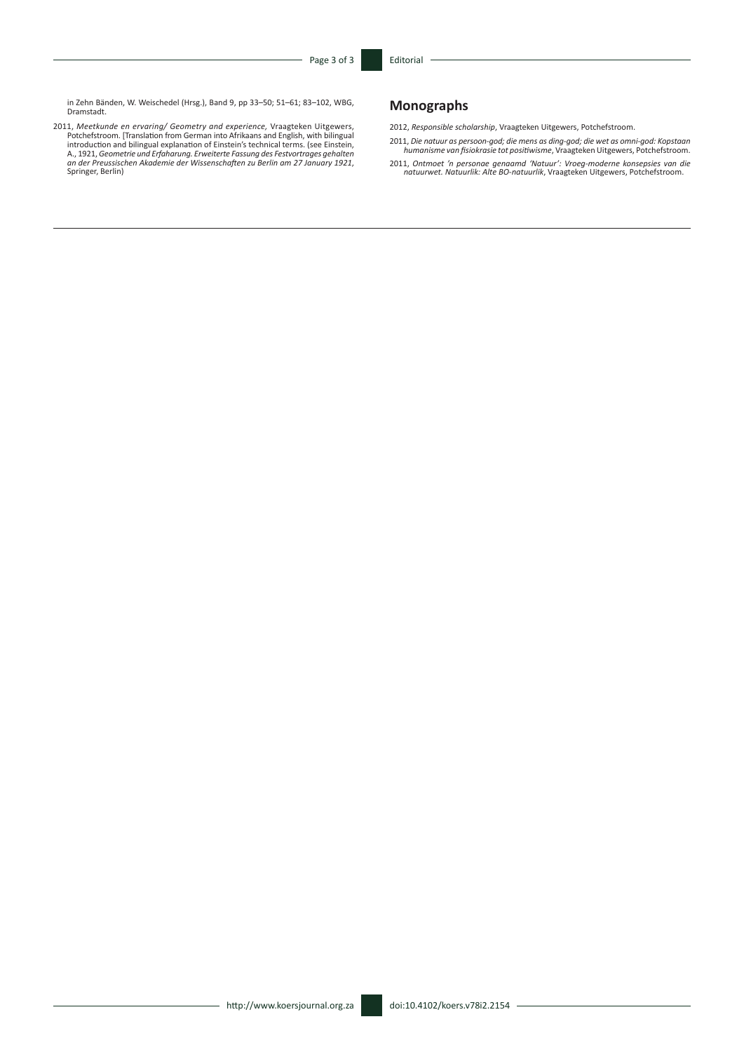in Zehn Bänden, W. Weischedel (Hrsg.), Band 9, pp 33–50; 51–61; 83–102, WBG, Dramstadt.

2011, *Meetkunde en ervaring/ Geometry and experience*, Vraagteken Uitgewers, Potchefstroom. [Translation from German into Afrikaans and English, with bilingual introduction and bilingual explanation of Einstein's technical terms. (see Einstein, A., 1921, *Geometrie und Erfaharung. Erweiterte Fassung des Festvortrages gehalten an der Preussischen Akademie der Wissenschaften zu Berlin am 27 January 1921*, Springer, Berlin)

## Monographs

2012, *Responsible scholarship*, Vraagteken Uitgewers, Potchefstroom.

2011, *Die natuur as persoon-god; die mens as ding-god; die wet as omni-god: Kopstaan humanisme van fisiokrasie tot positiwisme*, Vraagteken Uitgewers, Potchefstroom.

2011, *Ontmoet 'n personae genaamd 'Natuur': Vroeg-moderne konsepsies van die natuurwet. Natuurlik: Alte BO-natuurlik*, Vraagteken Uitgewers, Potchefstroom.